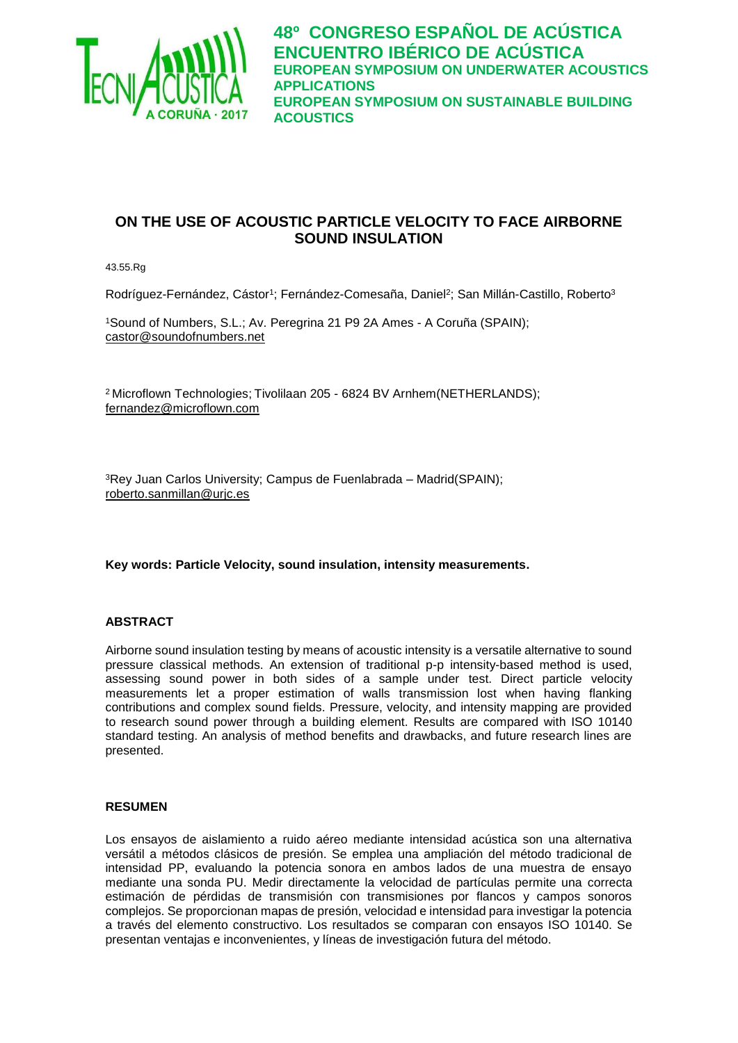# ON THE USE OF ACOUSTIC PARTICLE VELOCITY TO FACE AIRBORNE SOUND INSULATION

43.55.Rg

Rodríguez-Fernández, Cástor[1]; Fernández-Comesaña, Daniel[2]; San Millán-Castillo, Roberto[3]

[1]Sound of Numbers, S.L.; Av. Peregrina 21 P9 2A Ames - A Coruña (SPAIN); castor@soundofnumbers.net

[2] Microflown Technologies; Tivolilaan 205 - 6824 BV Arnhem(NETHERLANDS); fernandez@microflown.com

[3]Rey Juan Carlos University; Campus de Fuenlabrada – Madrid(SPAIN); roberto.sanmillan@urjc.es

**Key words: Particle Velocity, sound insulation, intensity measurements.**

## ABSTRACT

Airborne sound insulation testing by means of acoustic intensity is a versatile alternative to sound pressure classical methods. An extension of traditional p-p intensity-based method is used, assessing sound power in both sides of a sample under test. Direct particle velocity measurements let a proper estimation of walls transmission lost when having flanking contributions and complex sound fields. Pressure, velocity, and intensity mapping are provided to research sound power through a building element. Results are compared with ISO 10140 standard testing. An analysis of method benefits and drawbacks, and future research lines are presented.

## RESUMEN

Los ensayos de aislamiento a ruido aéreo mediante intensidad acústica son una alternativa versátil a métodos clásicos de presión. Se emplea una ampliación del método tradicional de intensidad PP, evaluando la potencia sonora en ambos lados de una muestra de ensayo mediante una sonda PU. Medir directamente la velocidad de partículas permite una correcta estimación de pérdidas de transmisión con transmisiones por flancos y campos sonoros complejos. Se proporcionan mapas de presión, velocidad e intensidad para investigar la potencia a través del elemento constructivo. Los resultados se comparan con ensayos ISO 10140. Se presentan ventajas e inconvenientes, y líneas de investigación futura del método.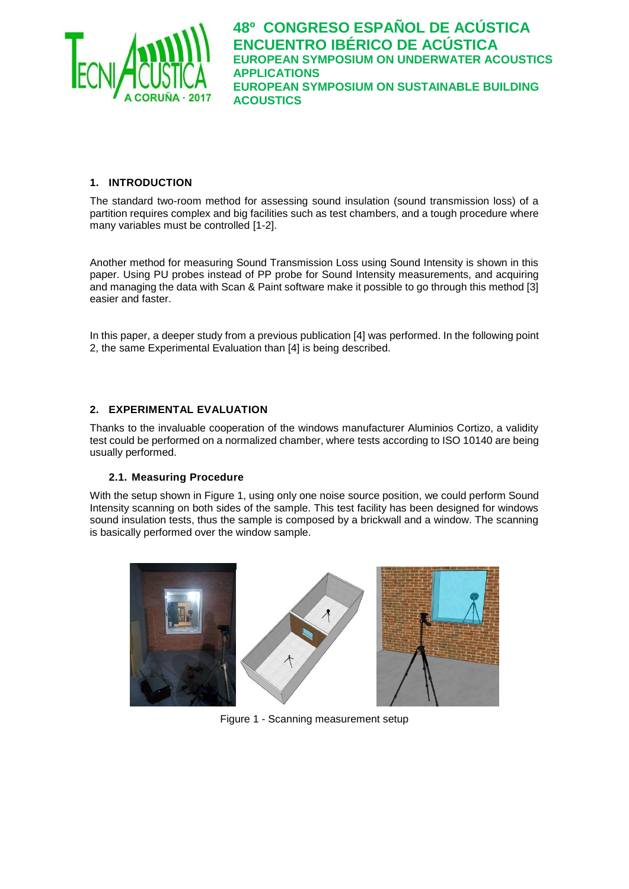## 1. INTRODUCTION

The standard two-room method for assessing sound insulation (sound transmission loss) of a partition requires complex and big facilities such as test chambers, and a tough procedure where many variables must be controlled [1-2].

Another method for measuring Sound Transmission Loss using Sound Intensity is shown in this paper. Using PU probes instead of PP probe for Sound Intensity measurements, and acquiring and managing the data with Scan & Paint software make it possible to go through this method [3] easier and faster.

In this paper, a deeper study from a previous publication [4] was performed. In the following point 2, the same Experimental Evaluation than [4] is being described.

## 2. EXPERIMENTAL EVALUATION

Thanks to the invaluable cooperation of the windows manufacturer Aluminios Cortizo, a validity test could be performed on a normalized chamber, where tests according to ISO 10140 are being usually performed.

### 2.1. Measuring Procedure

With the setup shown in Figure 1, using only one noise source position, we could perform Sound Intensity scanning on both sides of the sample. This test facility has been designed for windows sound insulation tests, thus the sample is composed by a brickwall and a window. The scanning is basically performed over the window sample.

Figure 1 - Scanning measurement setup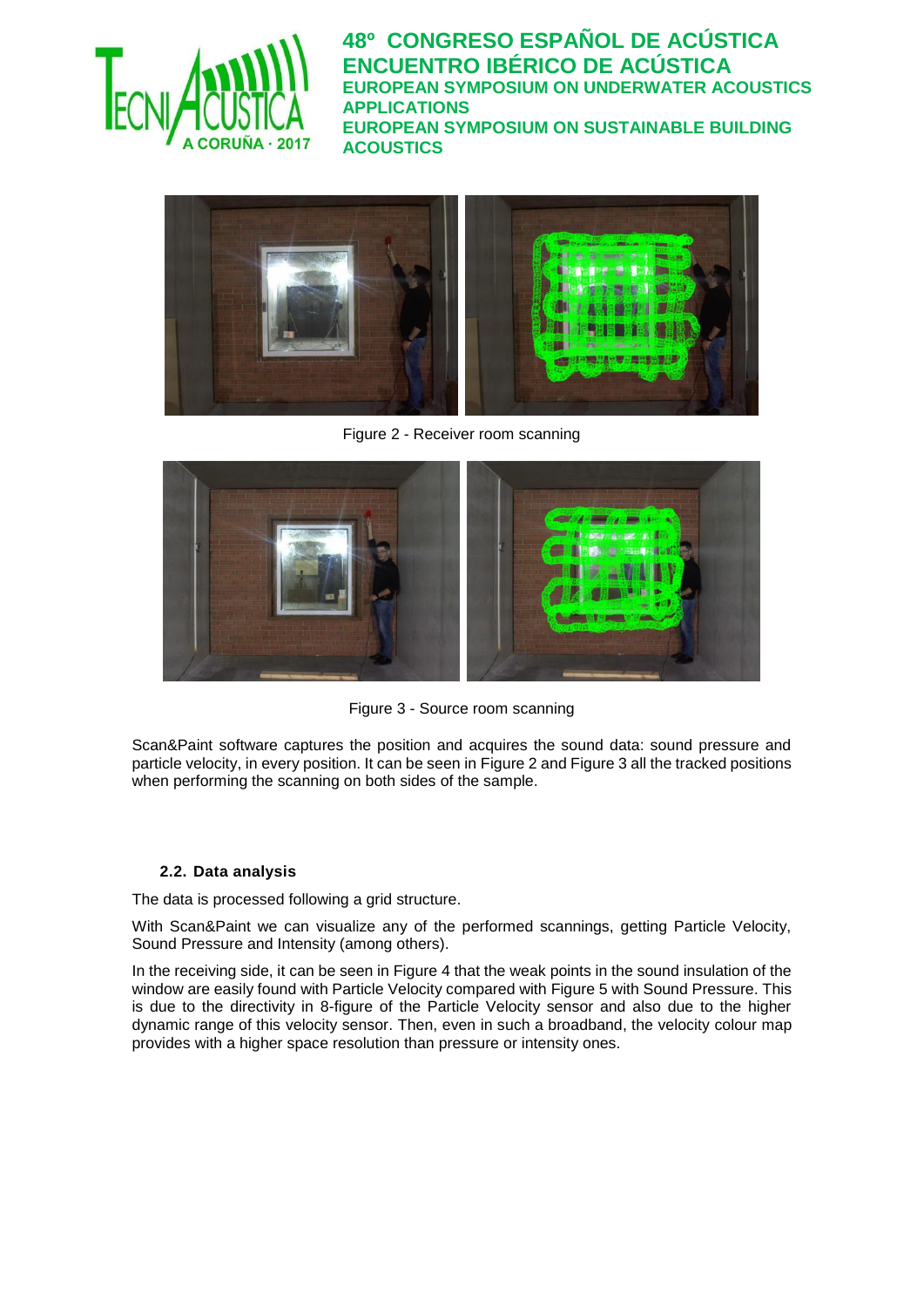Figure 2 - Receiver room scanning

Figure 3 - Source room scanning

Scan&Paint software captures the position and acquires the sound data: sound pressure and particle velocity, in every position. It can be seen in Figure 2 and Figure 3 all the tracked positions when performing the scanning on both sides of the sample.

### 2.2. Data analysis

The data is processed following a grid structure.

With Scan&Paint we can visualize any of the performed scannings, getting Particle Velocity, Sound Pressure and Intensity (among others).

In the receiving side, it can be seen in Figure 4 that the weak points in the sound insulation of the window are easily found with Particle Velocity compared with Figure 5 with Sound Pressure. This is due to the directivity in 8-figure of the Particle Velocity sensor and also due to the higher dynamic range of this velocity sensor. Then, even in such a broadband, the velocity colour map provides with a higher space resolution than pressure or intensity ones.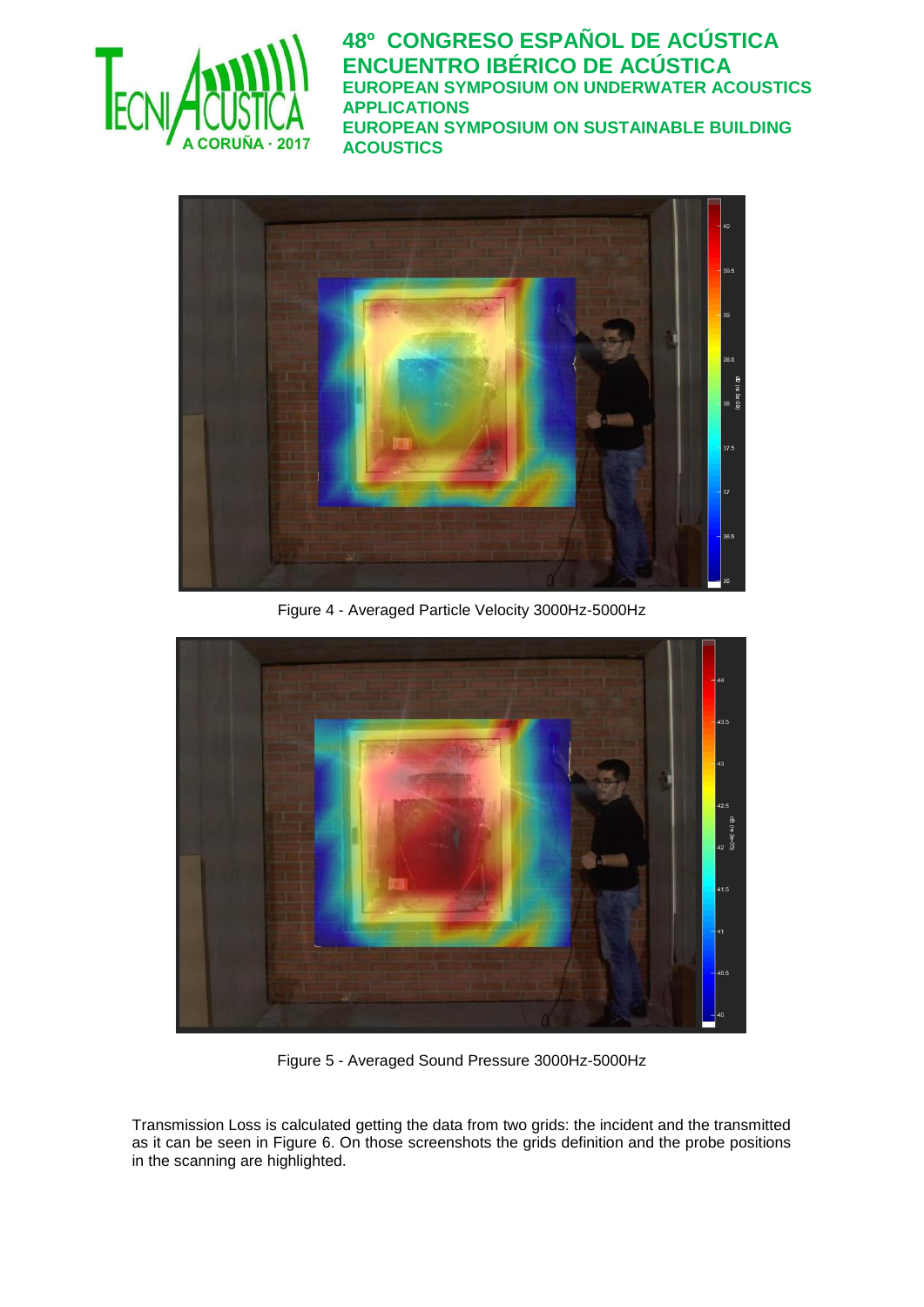Figure 4 - Averaged Particle Velocity 3000Hz-5000Hz

Figure 5 - Averaged Sound Pressure 3000Hz-5000Hz

Transmission Loss is calculated getting the data from two grids: the incident and the transmitted as it can be seen in Figure 6. On those screenshots the grids definition and the probe positions in the scanning are highlighted.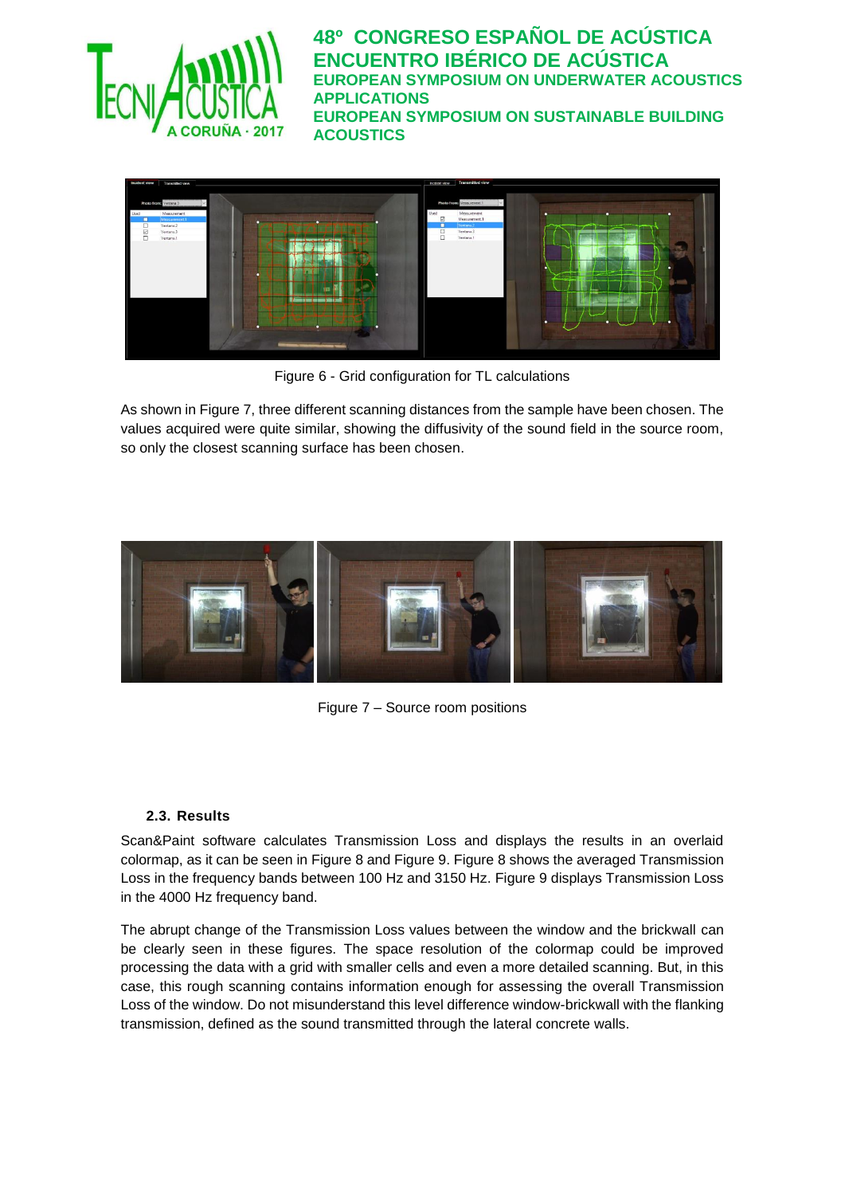Figure 6 - Grid configuration for TL calculations

As shown in Figure 7, three different scanning distances from the sample have been chosen. The values acquired were quite similar, showing the diffusivity of the sound field in the source room, so only the closest scanning surface has been chosen.

Figure 7 – Source room positions

### 2.3. Results

Scan&Paint software calculates Transmission Loss and displays the results in an overlaid colormap, as it can be seen in Figure 8 and Figure 9. Figure 8 shows the averaged Transmission Loss in the frequency bands between 100 Hz and 3150 Hz. Figure 9 displays Transmission Loss in the 4000 Hz frequency band.

The abrupt change of the Transmission Loss values between the window and the brickwall can be clearly seen in these figures. The space resolution of the colormap could be improved processing the data with a grid with smaller cells and even a more detailed scanning. But, in this case, this rough scanning contains information enough for assessing the overall Transmission Loss of the window. Do not misunderstand this level difference window-brickwall with the flanking transmission, defined as the sound transmitted through the lateral concrete walls.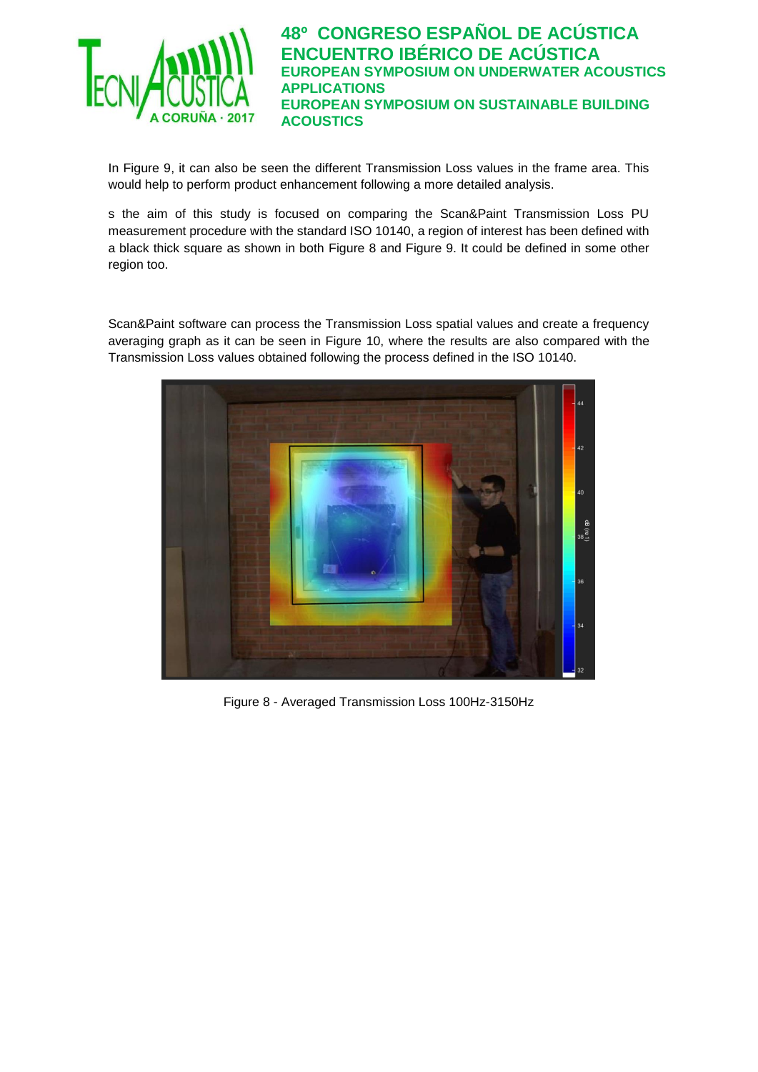In Figure 9, it can also be seen the different Transmission Loss values in the frame area. This would help to perform product enhancement following a more detailed analysis.

s the aim of this study is focused on comparing the Scan&Paint Transmission Loss PU measurement procedure with the standard ISO 10140, a region of interest has been defined with a black thick square as shown in both Figure 8 and Figure 9. It could be defined in some other region too.

Scan&Paint software can process the Transmission Loss spatial values and create a frequency averaging graph as it can be seen in Figure 10, where the results are also compared with the Transmission Loss values obtained following the process defined in the ISO 10140.

Figure 8 - Averaged Transmission Loss 100Hz-3150Hz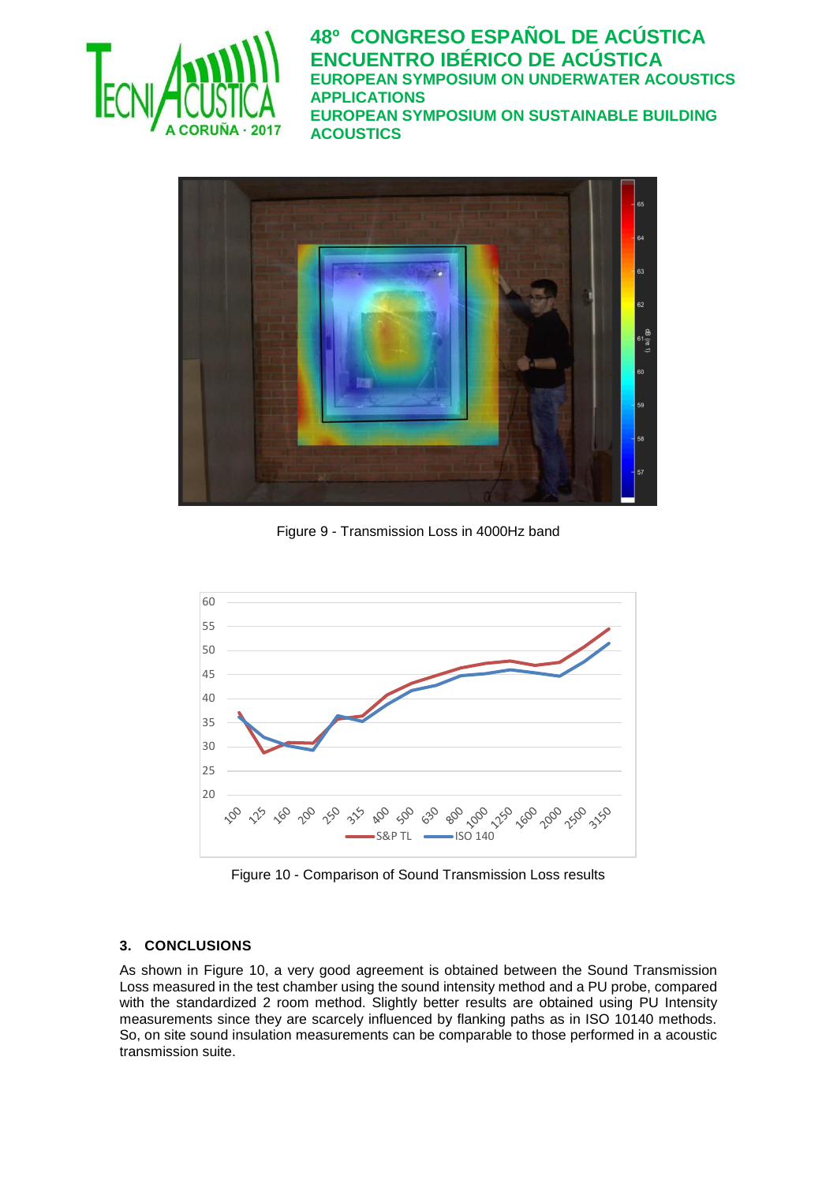Figure 9 - Transmission Loss in 4000Hz band

Figure 10 - Comparison of Sound Transmission Loss results

## 3. CONCLUSIONS

As shown in Figure 10, a very good agreement is obtained between the Sound Transmission Loss measured in the test chamber using the sound intensity method and a PU probe, compared with the standardized 2 room method. Slightly better results are obtained using PU Intensity measurements since they are scarcely influenced by flanking paths as in ISO 10140 methods. So, on site sound insulation measurements can be comparable to those performed in a acoustic transmission suite.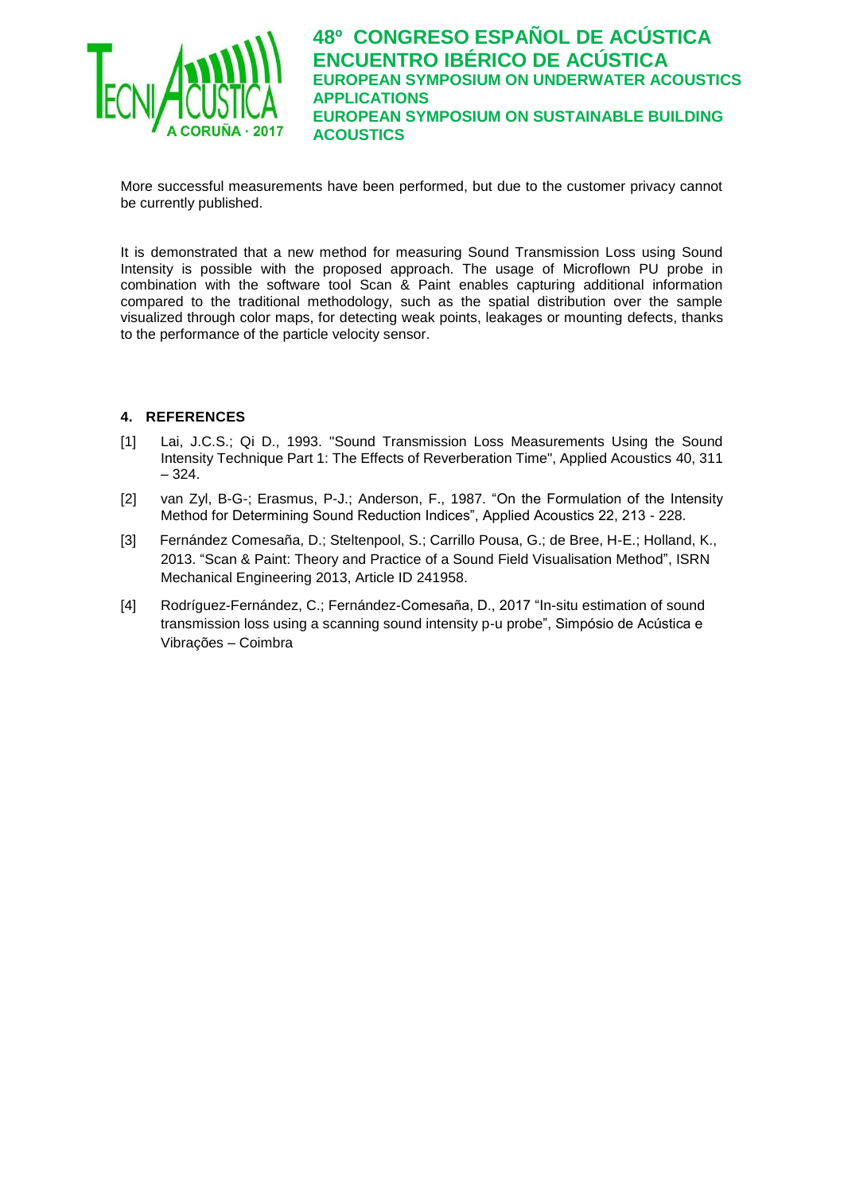More successful measurements have been performed, but due to the customer privacy cannot be currently published.

It is demonstrated that a new method for measuring Sound Transmission Loss using Sound Intensity is possible with the proposed approach. The usage of Microflown PU probe in combination with the software tool Scan & Paint enables capturing additional information compared to the traditional methodology, such as the spatial distribution over the sample visualized through color maps, for detecting weak points, leakages or mounting defects, thanks to the performance of the particle velocity sensor.

## 4. REFERENCES

[1] Lai, J.C.S.; Qi D., 1993. "Sound Transmission Loss Measurements Using the Sound Intensity Technique Part 1: The Effects of Reverberation Time", Applied Acoustics 40, 311 – 324.

[2] van Zyl, B-G-; Erasmus, P-J.; Anderson, F., 1987. “On the Formulation of the Intensity Method for Determining Sound Reduction Indices”, Applied Acoustics 22, 213 - 228.

[3] Fernández Comesaña, D.; Steltenpool, S.; Carrillo Pousa, G.; de Bree, H-E.; Holland, K., 2013. “Scan & Paint: Theory and Practice of a Sound Field Visualisation Method”, ISRN Mechanical Engineering 2013, Article ID 241958.

[4] Rodríguez-Fernández, C.; Fernández-Comesaña, D., 2017 “In-situ estimation of sound transmission loss using a scanning sound intensity p-u probe”, Simpósio de Acústica e Vibrações – Coimbra